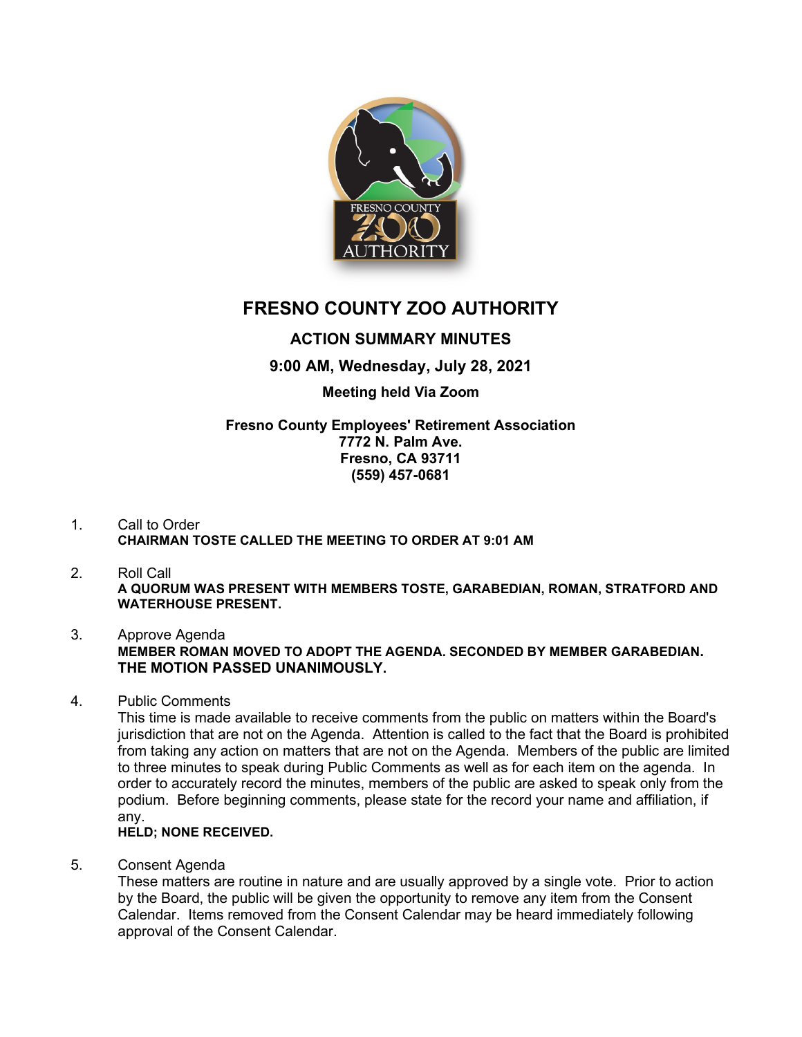# FRESNO COUNTY ZOO AUTHORITY

## ACTION SUMMARY MINUTES

**9:00 AM, Wednesday, July 28, 2021**

**Meeting held Via Zoom**

**Fresno County Employees' Retirement Association**
**7772 N. Palm Ave.**
**Fresno, CA 93711**
**(559) 457-0681**

1. Call to Order
   **CHAIRMAN TOSTE CALLED THE MEETING TO ORDER AT 9:01 AM**

2. Roll Call
   **A QUORUM WAS PRESENT WITH MEMBERS TOSTE, GARABEDIAN, ROMAN, STRATFORD AND WATERHOUSE PRESENT.**

3. Approve Agenda
   **MEMBER ROMAN MOVED TO ADOPT THE AGENDA. SECONDED BY MEMBER GARABEDIAN. THE MOTION PASSED UNANIMOUSLY.**

4. Public Comments
   This time is made available to receive comments from the public on matters within the Board's jurisdiction that are not on the Agenda. Attention is called to the fact that the Board is prohibited from taking any action on matters that are not on the Agenda. Members of the public are limited to three minutes to speak during Public Comments as well as for each item on the agenda. In order to accurately record the minutes, members of the public are asked to speak only from the podium. Before beginning comments, please state for the record your name and affiliation, if any.
   **HELD; NONE RECEIVED.**

5. Consent Agenda
   These matters are routine in nature and are usually approved by a single vote. Prior to action by the Board, the public will be given the opportunity to remove any item from the Consent Calendar. Items removed from the Consent Calendar may be heard immediately following approval of the Consent Calendar.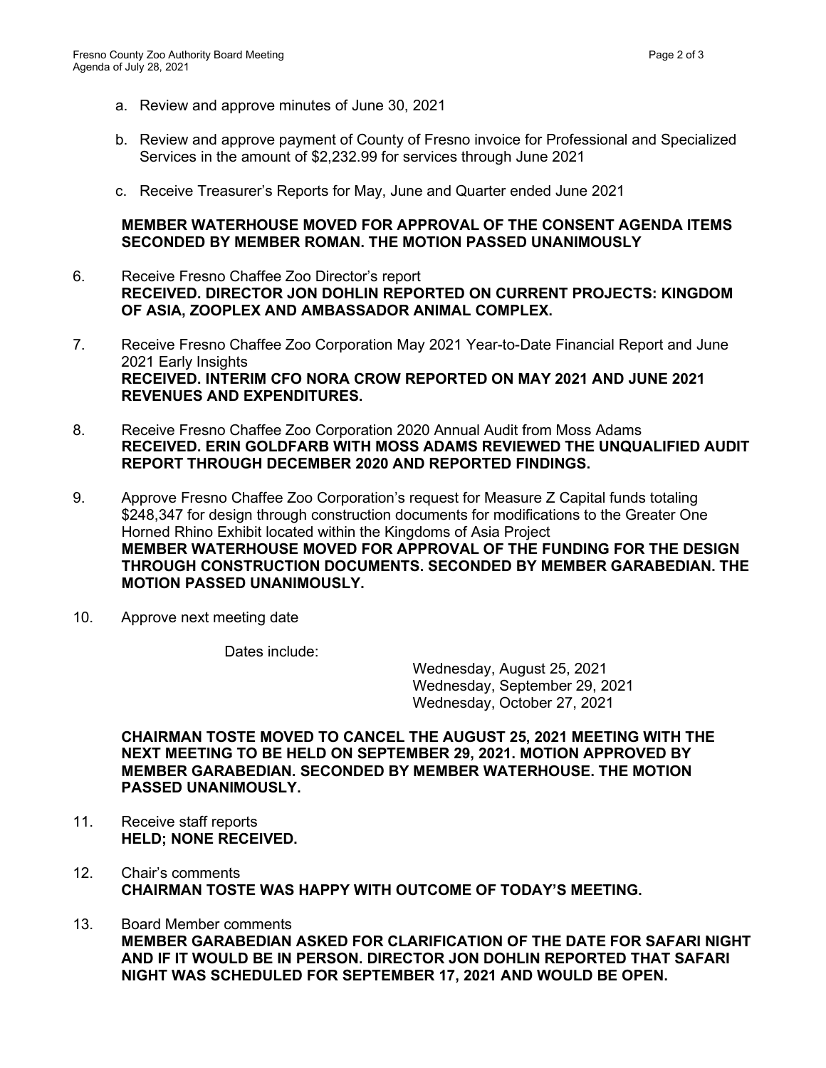a. Review and approve minutes of June 30, 2021

b. Review and approve payment of County of Fresno invoice for Professional and Specialized Services in the amount of $2,232.99 for services through June 2021

c. Receive Treasurer's Reports for May, June and Quarter ended June 2021

**MEMBER WATERHOUSE MOVED FOR APPROVAL OF THE CONSENT AGENDA ITEMS SECONDED BY MEMBER ROMAN. THE MOTION PASSED UNANIMOUSLY**

6. Receive Fresno Chaffee Zoo Director's report
**RECEIVED. DIRECTOR JON DOHLIN REPORTED ON CURRENT PROJECTS: KINGDOM OF ASIA, ZOOPLEX AND AMBASSADOR ANIMAL COMPLEX.**

7. Receive Fresno Chaffee Zoo Corporation May 2021 Year-to-Date Financial Report and June 2021 Early Insights
**RECEIVED. INTERIM CFO NORA CROW REPORTED ON MAY 2021 AND JUNE 2021 REVENUES AND EXPENDITURES.**

8. Receive Fresno Chaffee Zoo Corporation 2020 Annual Audit from Moss Adams
**RECEIVED. ERIN GOLDFARB WITH MOSS ADAMS REVIEWED THE UNQUALIFIED AUDIT REPORT THROUGH DECEMBER 2020 AND REPORTED FINDINGS.**

9. Approve Fresno Chaffee Zoo Corporation's request for Measure Z Capital funds totaling $248,347 for design through construction documents for modifications to the Greater One Horned Rhino Exhibit located within the Kingdoms of Asia Project
**MEMBER WATERHOUSE MOVED FOR APPROVAL OF THE FUNDING FOR THE DESIGN THROUGH CONSTRUCTION DOCUMENTS. SECONDED BY MEMBER GARABEDIAN. THE MOTION PASSED UNANIMOUSLY.**

10. Approve next meeting date

Dates include:

Wednesday, August 25, 2021
Wednesday, September 29, 2021
Wednesday, October 27, 2021

**CHAIRMAN TOSTE MOVED TO CANCEL THE AUGUST 25, 2021 MEETING WITH THE NEXT MEETING TO BE HELD ON SEPTEMBER 29, 2021. MOTION APPROVED BY MEMBER GARABEDIAN. SECONDED BY MEMBER WATERHOUSE. THE MOTION PASSED UNANIMOUSLY.**

11. Receive staff reports
**HELD; NONE RECEIVED.**

12. Chair's comments
**CHAIRMAN TOSTE WAS HAPPY WITH OUTCOME OF TODAY'S MEETING.**

13. Board Member comments
**MEMBER GARABEDIAN ASKED FOR CLARIFICATION OF THE DATE FOR SAFARI NIGHT AND IF IT WOULD BE IN PERSON. DIRECTOR JON DOHLIN REPORTED THAT SAFARI NIGHT WAS SCHEDULED FOR SEPTEMBER 17, 2021 AND WOULD BE OPEN.**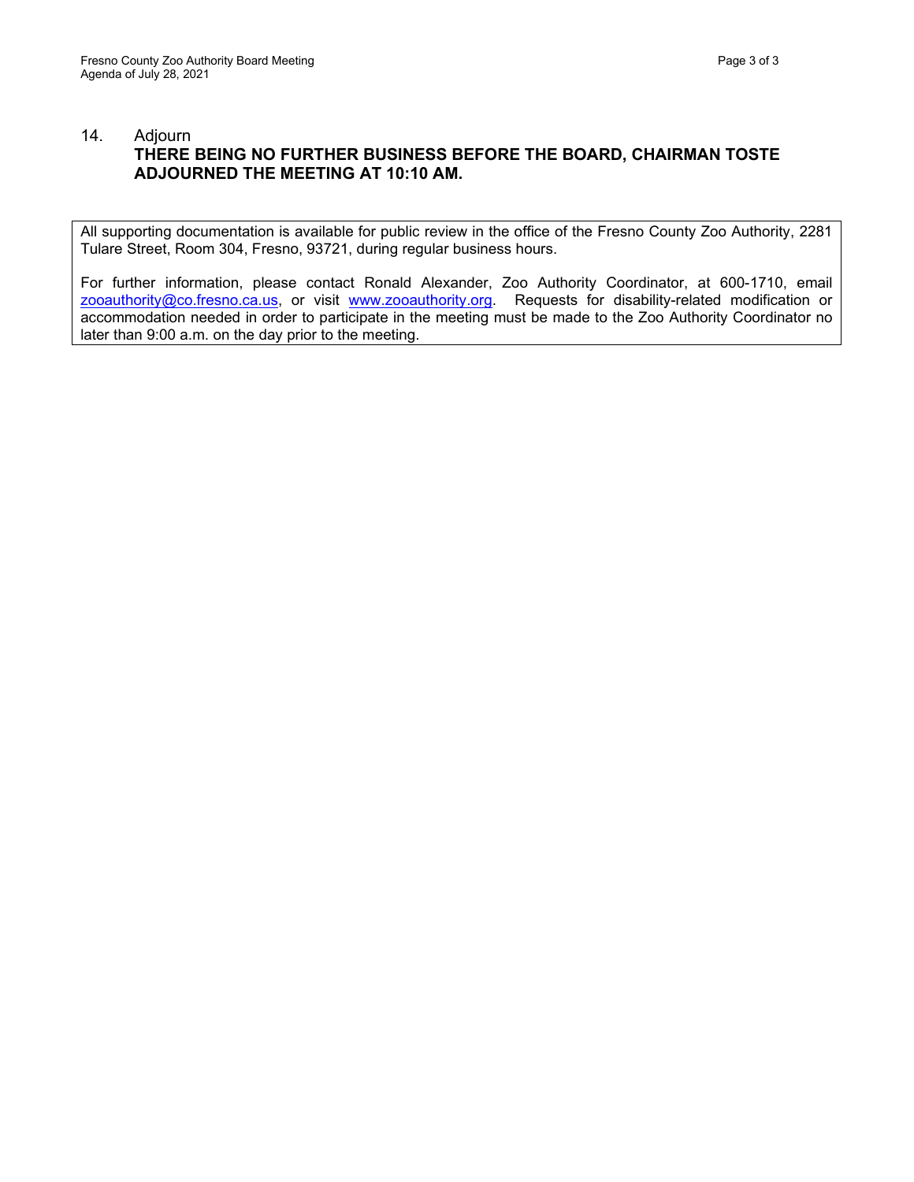14. Adjourn

**THERE BEING NO FURTHER BUSINESS BEFORE THE BOARD, CHAIRMAN TOSTE ADJOURNED THE MEETING AT 10:10 AM.**

All supporting documentation is available for public review in the office of the Fresno County Zoo Authority, 2281 Tulare Street, Room 304, Fresno, 93721, during regular business hours.

For further information, please contact Ronald Alexander, Zoo Authority Coordinator, at 600-1710, email zooauthority@co.fresno.ca.us, or visit www.zooauthority.org. Requests for disability-related modification or accommodation needed in order to participate in the meeting must be made to the Zoo Authority Coordinator no later than 9:00 a.m. on the day prior to the meeting.